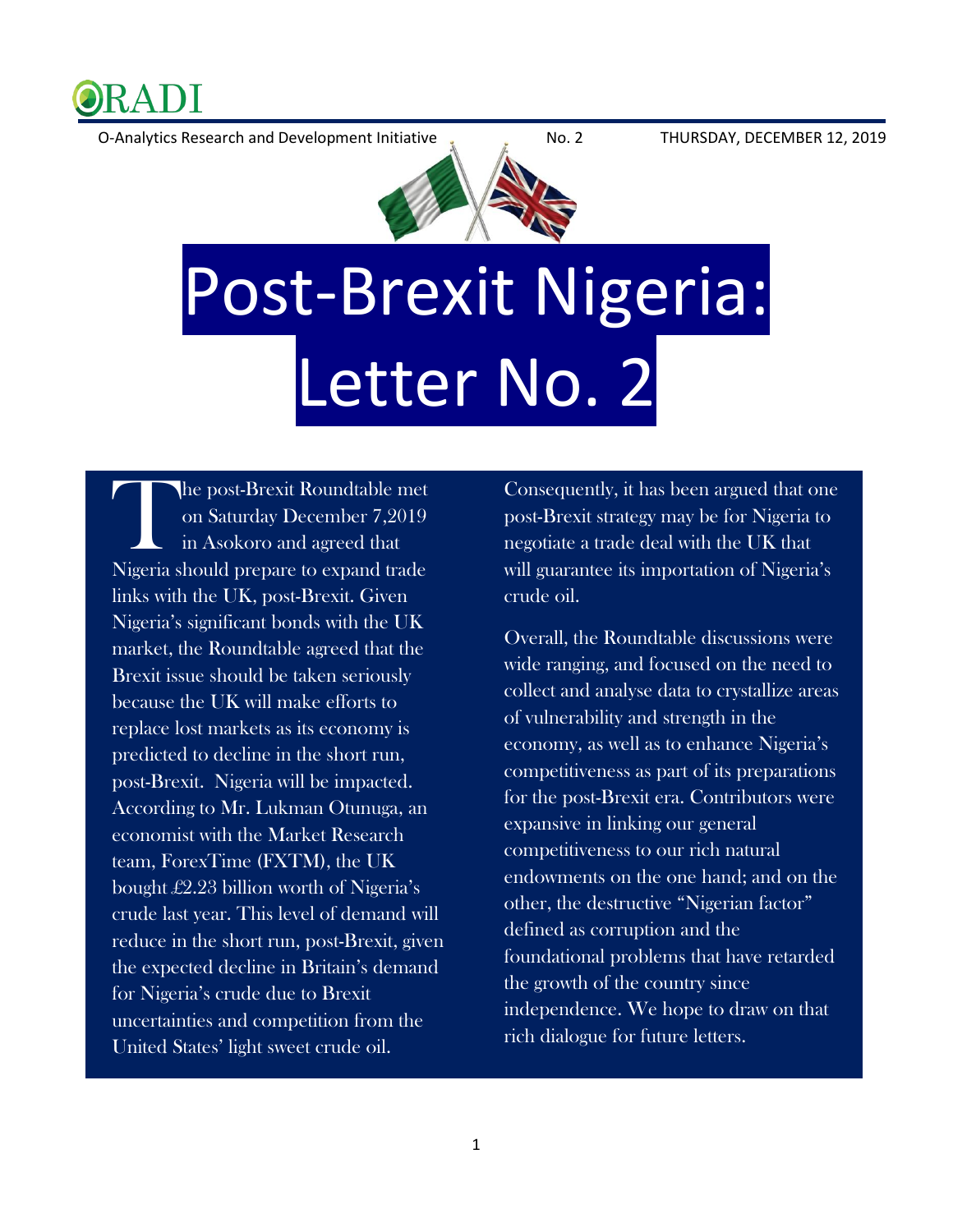ORADI

O-Analytics Research and Development Initiative No. 2 THURSDAY, DECEMBER 12, 2019

# Post-Brexit Nigeria: Letter No. 2

The post-Brexit Roundtable met on Saturday December 7,2019 in Asokoro and agreed that Nigeria should prepare to expand trade links with the UK, post-Brexit. Given Nigeria's significant bonds with the UK market, the Roundtable agreed that the Brexit issue should be taken seriously because the UK will make efforts to replace lost markets as its economy is predicted to decline in the short run, post-Brexit. Nigeria will be impacted. According to Mr. Lukman Otunuga, an economist with the Market Research team, ForexTime (FXTM), the UK bought £2.23 billion worth of Nigeria's crude last year. This level of demand will reduce in the short run, post-Brexit, given the expected decline in Britain's demand for Nigeria's crude due to Brexit uncertainties and competition from the United States' light sweet crude oil.

Consequently, it has been argued that one post-Brexit strategy may be for Nigeria to negotiate a trade deal with the UK that will guarantee its importation of Nigeria's crude oil.

Overall, the Roundtable discussions were wide ranging, and focused on the need to collect and analyse data to crystallize areas of vulnerability and strength in the economy, as well as to enhance Nigeria's competitiveness as part of its preparations for the post-Brexit era. Contributors were expansive in linking our general competitiveness to our rich natural endowments on the one hand; and on the other, the destructive "Nigerian factor" defined as corruption and the foundational problems that have retarded the growth of the country since independence. We hope to draw on that rich dialogue for future letters.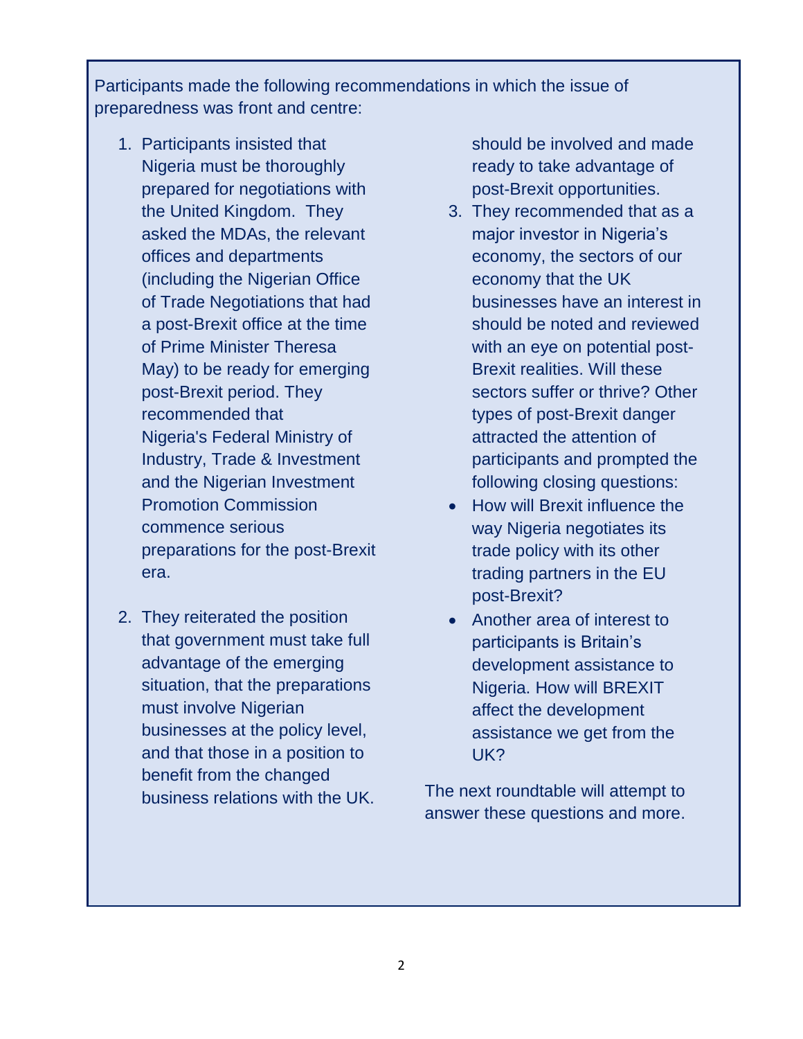Participants made the following recommendations in which the issue of preparedness was front and centre:

1. Participants insisted that Nigeria must be thoroughly prepared for negotiations with the United Kingdom. They asked the MDAs, the relevant offices and departments (including the Nigerian Office of Trade Negotiations that had a post-Brexit office at the time of Prime Minister Theresa May) to be ready for emerging post-Brexit period. They recommended that Nigeria's Federal Ministry of Industry, Trade & Investment and the Nigerian Investment Promotion Commission commence serious preparations for the post-Brexit era.

2. They reiterated the position that government must take full advantage of the emerging situation, that the preparations must involve Nigerian businesses at the policy level, and that those in a position to benefit from the changed business relations with the UK. should be involved and made ready to take advantage of post-Brexit opportunities.

3. They recommended that as a major investor in Nigeria's economy, the sectors of our economy that the UK businesses have an interest in should be noted and reviewed with an eye on potential post-Brexit realities. Will these sectors suffer or thrive? Other types of post-Brexit danger attracted the attention of participants and prompted the following closing questions:

- How will Brexit influence the way Nigeria negotiates its trade policy with its other trading partners in the EU post-Brexit?
- Another area of interest to participants is Britain's development assistance to Nigeria. How will BREXIT affect the development assistance we get from the UK?

The next roundtable will attempt to answer these questions and more.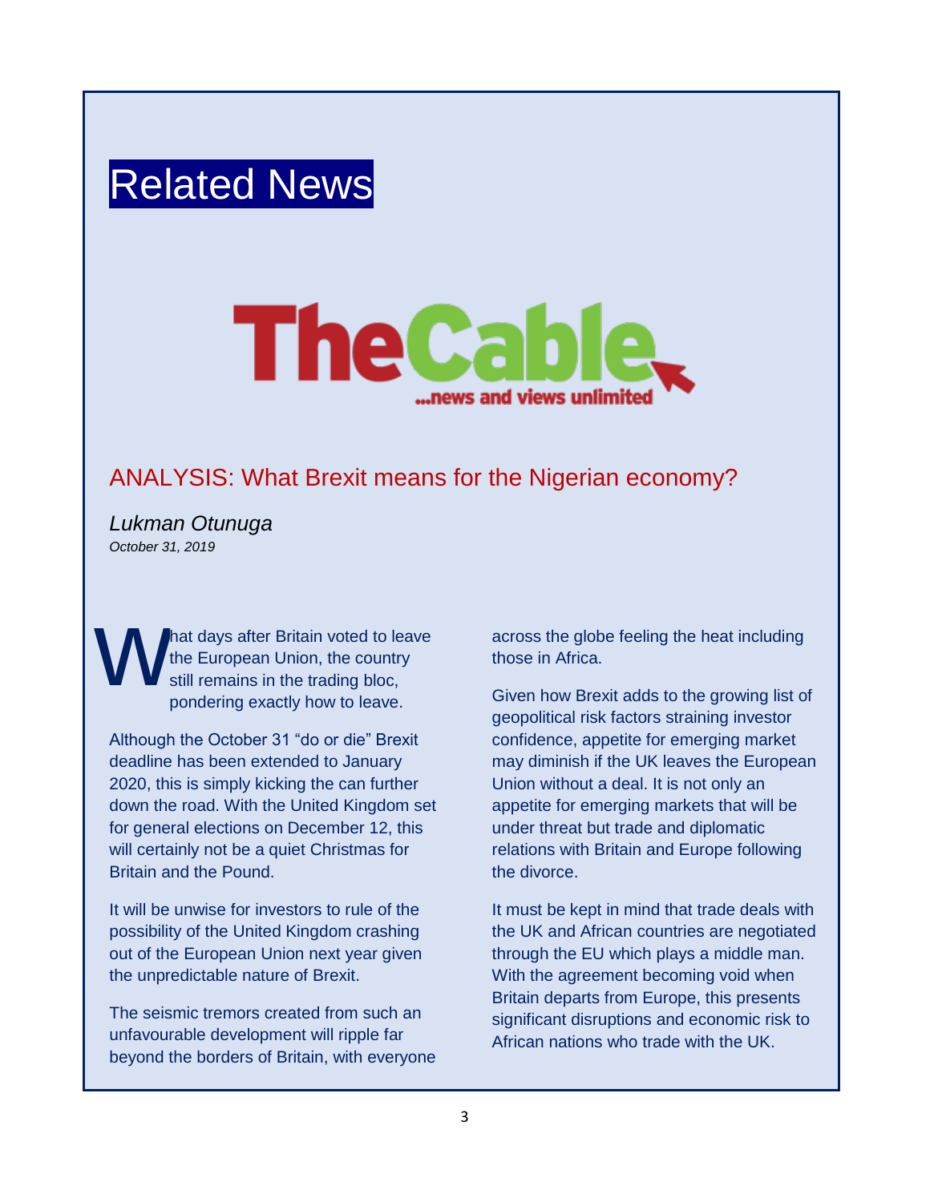# Related News

TheCable
...news and views unlimited

## ANALYSIS: What Brexit means for the Nigerian economy?

*Lukman Otunuga*
*October 31, 2019*

What days after Britain voted to leave the European Union, the country still remains in the trading bloc, pondering exactly how to leave.

Although the October 31 "do or die" Brexit deadline has been extended to January 2020, this is simply kicking the can further down the road. With the United Kingdom set for general elections on December 12, this will certainly not be a quiet Christmas for Britain and the Pound.

It will be unwise for investors to rule of the possibility of the United Kingdom crashing out of the European Union next year given the unpredictable nature of Brexit.

The seismic tremors created from such an unfavourable development will ripple far beyond the borders of Britain, with everyone across the globe feeling the heat including those in Africa.

Given how Brexit adds to the growing list of geopolitical risk factors straining investor confidence, appetite for emerging market may diminish if the UK leaves the European Union without a deal. It is not only an appetite for emerging markets that will be under threat but trade and diplomatic relations with Britain and Europe following the divorce.

It must be kept in mind that trade deals with the UK and African countries are negotiated through the EU which plays a middle man. With the agreement becoming void when Britain departs from Europe, this presents significant disruptions and economic risk to African nations who trade with the UK.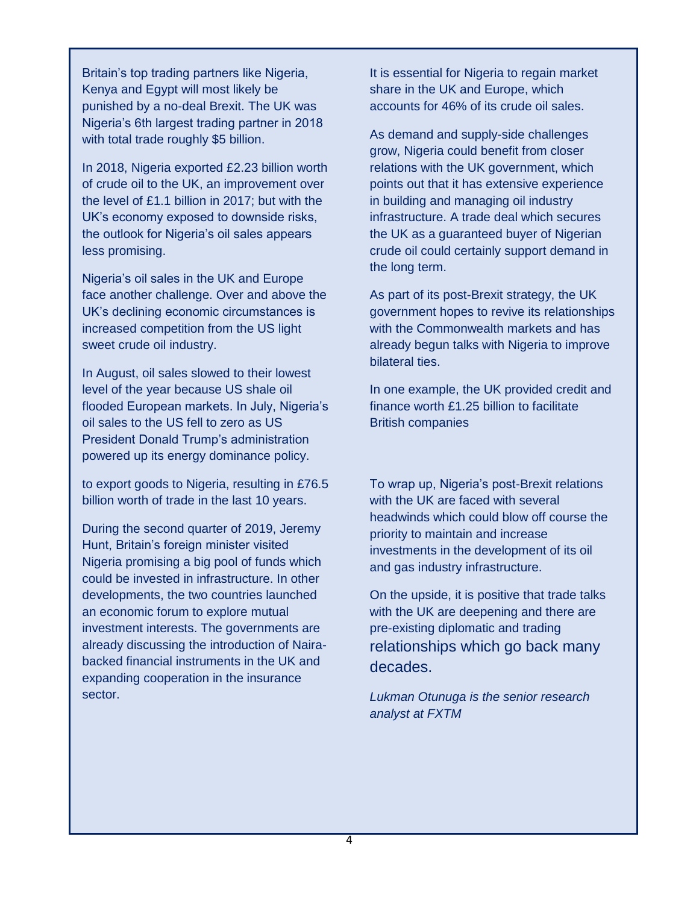Britain's top trading partners like Nigeria, Kenya and Egypt will most likely be punished by a no-deal Brexit. The UK was Nigeria's 6th largest trading partner in 2018 with total trade roughly $5 billion.

In 2018, Nigeria exported £2.23 billion worth of crude oil to the UK, an improvement over the level of £1.1 billion in 2017; but with the UK's economy exposed to downside risks, the outlook for Nigeria's oil sales appears less promising.

Nigeria's oil sales in the UK and Europe face another challenge. Over and above the UK's declining economic circumstances is increased competition from the US light sweet crude oil industry.

In August, oil sales slowed to their lowest level of the year because US shale oil flooded European markets. In July, Nigeria's oil sales to the US fell to zero as US President Donald Trump's administration powered up its energy dominance policy.

It is essential for Nigeria to regain market share in the UK and Europe, which accounts for 46% of its crude oil sales.

As demand and supply-side challenges grow, Nigeria could benefit from closer relations with the UK government, which points out that it has extensive experience in building and managing oil industry infrastructure. A trade deal which secures the UK as a guaranteed buyer of Nigerian crude oil could certainly support demand in the long term.

As part of its post-Brexit strategy, the UK government hopes to revive its relationships with the Commonwealth markets and has already begun talks with Nigeria to improve bilateral ties.

In one example, the UK provided credit and finance worth £1.25 billion to facilitate British companies to export goods to Nigeria, resulting in £76.5 billion worth of trade in the last 10 years.

During the second quarter of 2019, Jeremy Hunt, Britain's foreign minister visited Nigeria promising a big pool of funds which could be invested in infrastructure. In other developments, the two countries launched an economic forum to explore mutual investment interests. The governments are already discussing the introduction of Naira-backed financial instruments in the UK and expanding cooperation in the insurance sector.

To wrap up, Nigeria's post-Brexit relations with the UK are faced with several headwinds which could blow off course the priority to maintain and increase investments in the development of its oil and gas industry infrastructure.

On the upside, it is positive that trade talks with the UK are deepening and there are pre-existing diplomatic and trading relationships which go back many decades.

*Lukman Otunuga is the senior research analyst at FXTM*